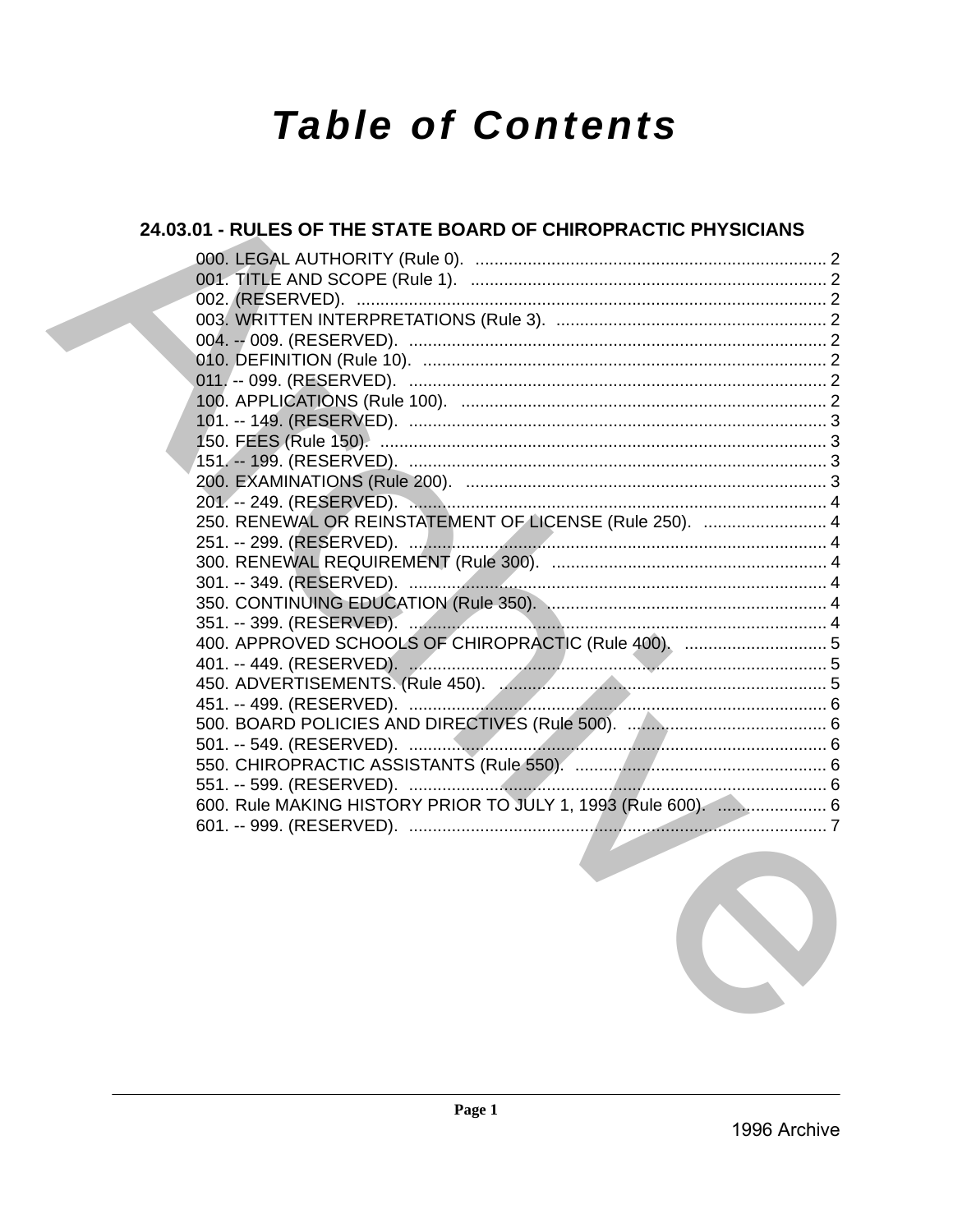# Table of Contents

## 24.03.01 - RULES OF THE STATE BOARD OF CHIROPRACTIC PHYSICIANS

000. LEGAL AUTHORITY (Rule 0). .......... 2
001. TITLE AND SCOPE (Rule 1). .......... 2
002. (RESERVED). .......... 2
003. WRITTEN INTERPRETATIONS (Rule 3). .......... 2
004. -- 009. (RESERVED). .......... 2
010. DEFINITION (Rule 10). .......... 2
011. -- 099. (RESERVED). .......... 2
100. APPLICATIONS (Rule 100). .......... 2
101. -- 149. (RESERVED). .......... 3
150. FEES (Rule 150). .......... 3
151. -- 199. (RESERVED). .......... 3
200. EXAMINATIONS (Rule 200). .......... 3
201. -- 249. (RESERVED). .......... 4
250. RENEWAL OR REINSTATEMENT OF LICENSE (Rule 250). .......... 4
251. -- 299. (RESERVED). .......... 4
300. RENEWAL REQUIREMENT (Rule 300). .......... 4
301. -- 349. (RESERVED). .......... 4
350. CONTINUING EDUCATION (Rule 350). .......... 4
351. -- 399. (RESERVED). .......... 4
400. APPROVED SCHOOLS OF CHIROPRACTIC (Rule 400). .......... 5
401. -- 449. (RESERVED). .......... 5
450. ADVERTISEMENTS. (Rule 450). .......... 5
451. -- 499. (RESERVED). .......... 6
500. BOARD POLICIES AND DIRECTIVES (Rule 500). .......... 6
501. -- 549. (RESERVED). .......... 6
550. CHIROPRACTIC ASSISTANTS (Rule 550). .......... 6
551. -- 599. (RESERVED). .......... 6
600. Rule MAKING HISTORY PRIOR TO JULY 1, 1993 (Rule 600). .......... 6
601. -- 999. (RESERVED). .......... 7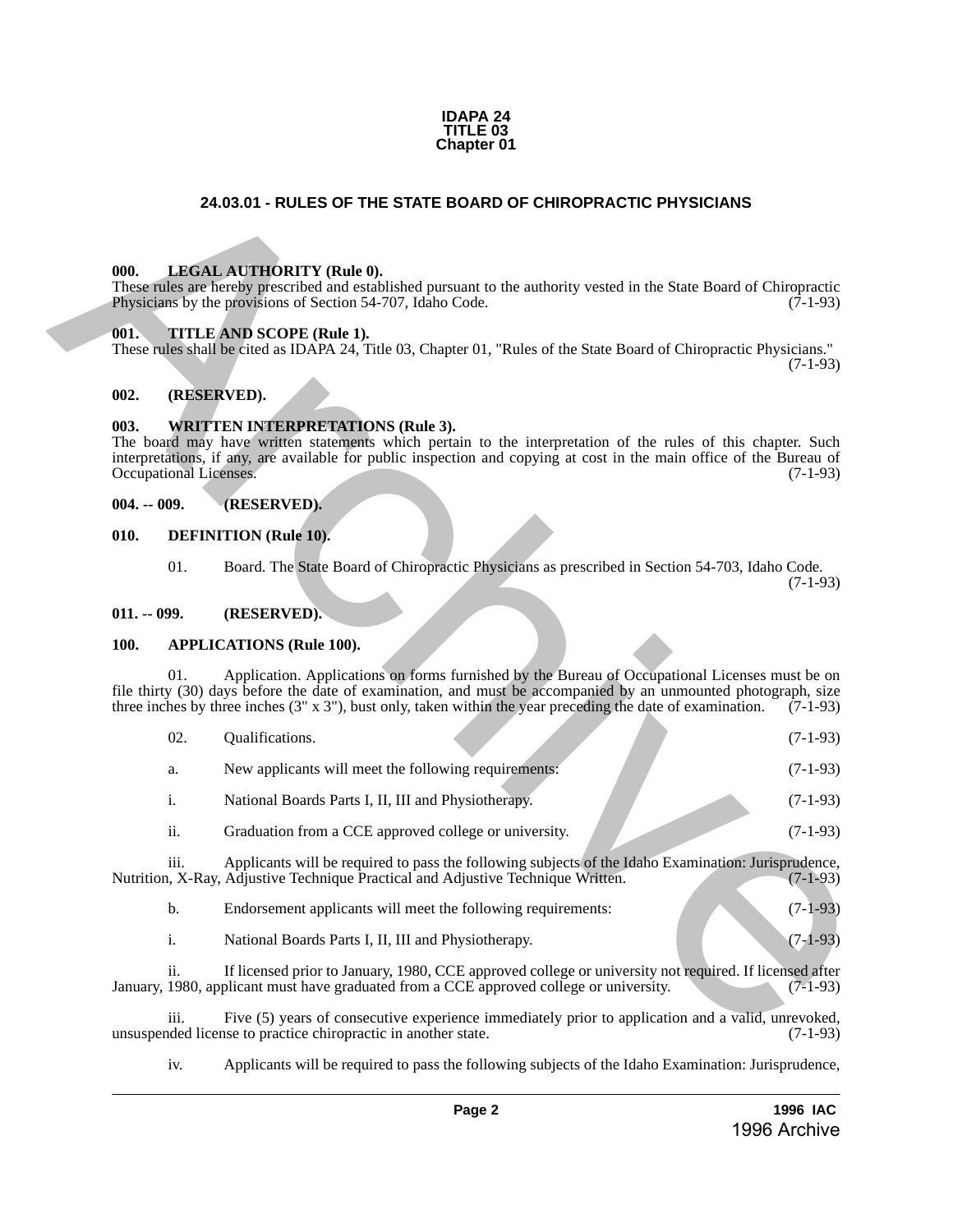IDAPA 24
TITLE 03
Chapter 01

# 24.03.01 - RULES OF THE STATE BOARD OF CHIROPRACTIC PHYSICIANS

## 000. LEGAL AUTHORITY (Rule 0).

These rules are hereby prescribed and established pursuant to the authority vested in the State Board of Chiropractic Physicians by the provisions of Section 54-707, Idaho Code. (7-1-93)

## 001. TITLE AND SCOPE (Rule 1).

These rules shall be cited as IDAPA 24, Title 03, Chapter 01, "Rules of the State Board of Chiropractic Physicians." (7-1-93)

## 002. (RESERVED).

## 003. WRITTEN INTERPRETATIONS (Rule 3).

The board may have written statements which pertain to the interpretation of the rules of this chapter. Such interpretations, if any, are available for public inspection and copying at cost in the main office of the Bureau of Occupational Licenses. (7-1-93)

## 004. -- 009. (RESERVED).

## 010. DEFINITION (Rule 10).

01. Board. The State Board of Chiropractic Physicians as prescribed in Section 54-703, Idaho Code. (7-1-93)

## 011. -- 099. (RESERVED).

## 100. APPLICATIONS (Rule 100).

01. Application. Applications on forms furnished by the Bureau of Occupational Licenses must be on file thirty (30) days before the date of examination, and must be accompanied by an unmounted photograph, size three inches by three inches (3" x 3"), bust only, taken within the year preceding the date of examination. (7-1-93)

02. Qualifications. (7-1-93)

a. New applicants will meet the following requirements: (7-1-93)

i. National Boards Parts I, II, III and Physiotherapy. (7-1-93)

ii. Graduation from a CCE approved college or university. (7-1-93)

iii. Applicants will be required to pass the following subjects of the Idaho Examination: Jurisprudence, Nutrition, X-Ray, Adjustive Technique Practical and Adjustive Technique Written. (7-1-93)

b. Endorsement applicants will meet the following requirements: (7-1-93)

i. National Boards Parts I, II, III and Physiotherapy. (7-1-93)

ii. If licensed prior to January, 1980, CCE approved college or university not required. If licensed after January, 1980, applicant must have graduated from a CCE approved college or university. (7-1-93)

iii. Five (5) years of consecutive experience immediately prior to application and a valid, unrevoked, unsuspended license to practice chiropractic in another state. (7-1-93)

iv. Applicants will be required to pass the following subjects of the Idaho Examination: Jurisprudence,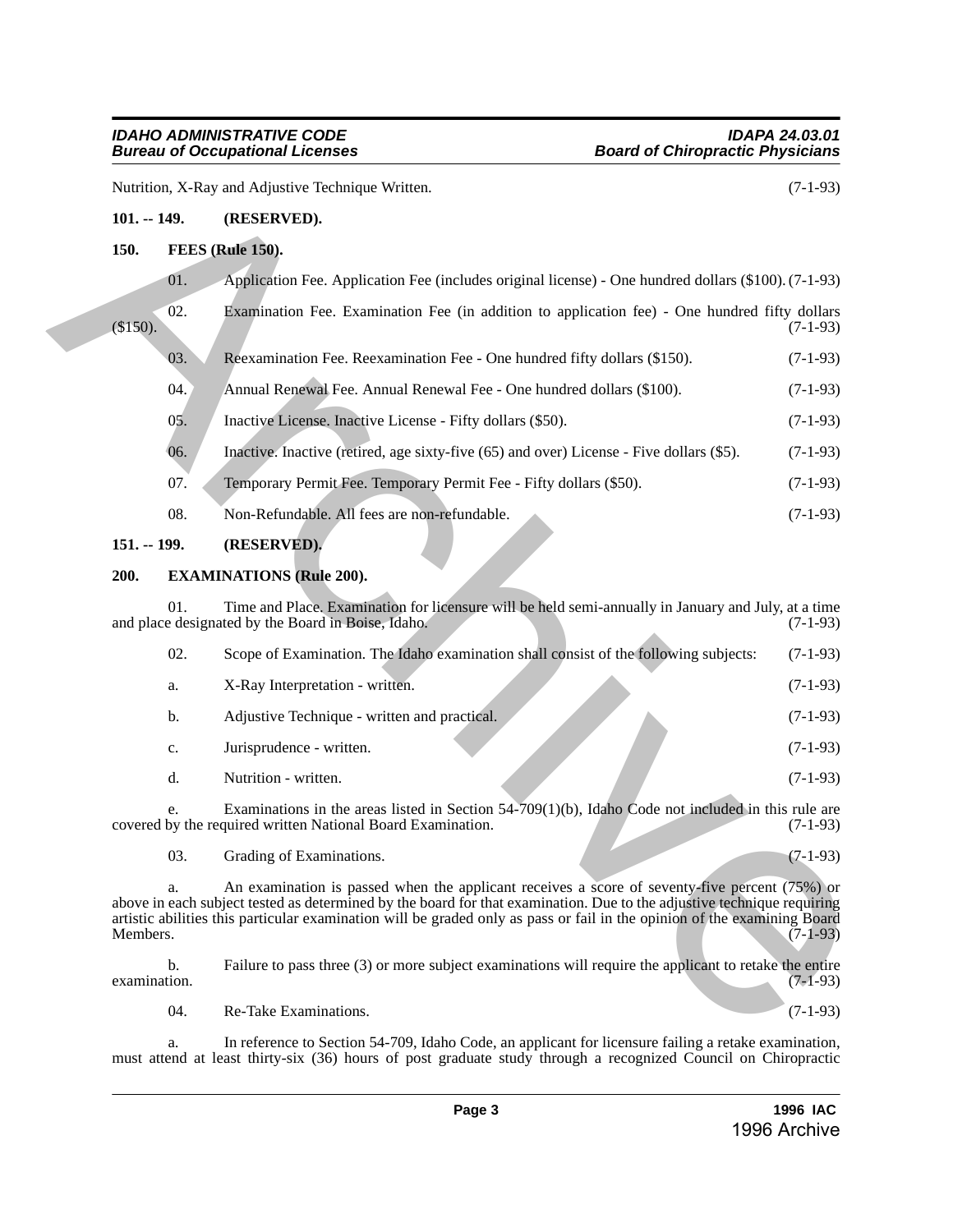Nutrition, X-Ray and Adjustive Technique Written. (7-1-93)

**101. -- 149. (RESERVED).**

**150. FEES (Rule 150).**

01. Application Fee. Application Fee (includes original license) - One hundred dollars ($100). (7-1-93)

02. Examination Fee. Examination Fee (in addition to application fee) - One hundred fifty dollars ($150). (7-1-93)

03. Reexamination Fee. Reexamination Fee - One hundred fifty dollars ($150). (7-1-93)

04. Annual Renewal Fee. Annual Renewal Fee - One hundred dollars ($100). (7-1-93)

05. Inactive License. Inactive License - Fifty dollars ($50). (7-1-93)

06. Inactive. Inactive (retired, age sixty-five (65) and over) License - Five dollars ($5). (7-1-93)

07. Temporary Permit Fee. Temporary Permit Fee - Fifty dollars ($50). (7-1-93)

08. Non-Refundable. All fees are non-refundable. (7-1-93)

**151. -- 199. (RESERVED).**

**200. EXAMINATIONS (Rule 200).**

01. Time and Place. Examination for licensure will be held semi-annually in January and July, at a time and place designated by the Board in Boise, Idaho. (7-1-93)

02. Scope of Examination. The Idaho examination shall consist of the following subjects: (7-1-93)

a. X-Ray Interpretation - written. (7-1-93)

b. Adjustive Technique - written and practical. (7-1-93)

c. Jurisprudence - written. (7-1-93)

d. Nutrition - written. (7-1-93)

e. Examinations in the areas listed in Section 54-709(1)(b), Idaho Code not included in this rule are covered by the required written National Board Examination. (7-1-93)

03. Grading of Examinations. (7-1-93)

a. An examination is passed when the applicant receives a score of seventy-five percent (75%) or above in each subject tested as determined by the board for that examination. Due to the adjustive technique requiring artistic abilities this particular examination will be graded only as pass or fail in the opinion of the examining Board Members. (7-1-93)

b. Failure to pass three (3) or more subject examinations will require the applicant to retake the entire examination. (7-1-93)

04. Re-Take Examinations. (7-1-93)

a. In reference to Section 54-709, Idaho Code, an applicant for licensure failing a retake examination, must attend at least thirty-six (36) hours of post graduate study through a recognized Council on Chiropractic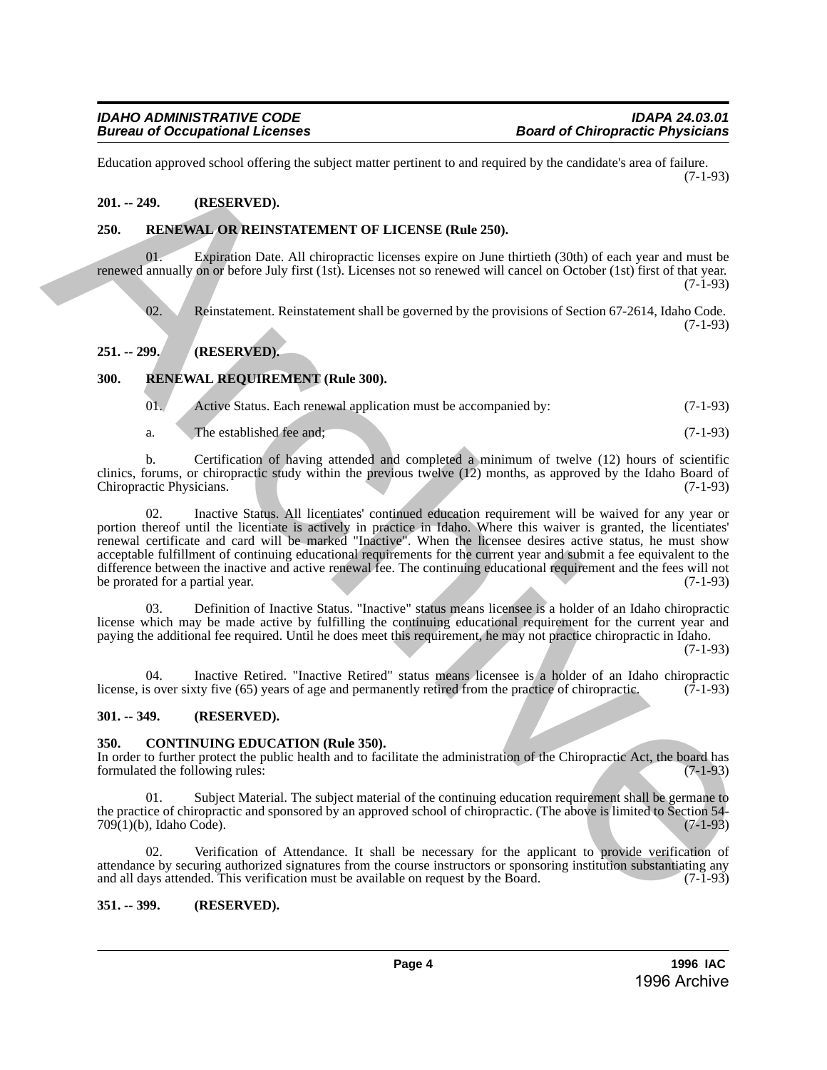Education approved school offering the subject matter pertinent to and required by the candidate's area of failure. (7-1-93)

**201. -- 249. (RESERVED).**

**250. RENEWAL OR REINSTATEMENT OF LICENSE (Rule 250).**

01. Expiration Date. All chiropractic licenses expire on June thirtieth (30th) of each year and must be renewed annually on or before July first (1st). Licenses not so renewed will cancel on October (1st) first of that year. (7-1-93)

02. Reinstatement. Reinstatement shall be governed by the provisions of Section 67-2614, Idaho Code. (7-1-93)

**251. -- 299. (RESERVED).**

**300. RENEWAL REQUIREMENT (Rule 300).**

01. Active Status. Each renewal application must be accompanied by: (7-1-93)

a. The established fee and; (7-1-93)

b. Certification of having attended and completed a minimum of twelve (12) hours of scientific clinics, forums, or chiropractic study within the previous twelve (12) months, as approved by the Idaho Board of Chiropractic Physicians. (7-1-93)

02. Inactive Status. All licentiates' continued education requirement will be waived for any year or portion thereof until the licentiate is actively in practice in Idaho. Where this waiver is granted, the licentiates' renewal certificate and card will be marked "Inactive". When the licensee desires active status, he must show acceptable fulfillment of continuing educational requirements for the current year and submit a fee equivalent to the difference between the inactive and active renewal fee. The continuing educational requirement and the fees will not be prorated for a partial year. (7-1-93)

03. Definition of Inactive Status. "Inactive" status means licensee is a holder of an Idaho chiropractic license which may be made active by fulfilling the continuing educational requirement for the current year and paying the additional fee required. Until he does meet this requirement, he may not practice chiropractic in Idaho. (7-1-93)

04. Inactive Retired. "Inactive Retired" status means licensee is a holder of an Idaho chiropractic license, is over sixty five (65) years of age and permanently retired from the practice of chiropractic. (7-1-93)

**301. -- 349. (RESERVED).**

**350. CONTINUING EDUCATION (Rule 350).**

In order to further protect the public health and to facilitate the administration of the Chiropractic Act, the board has formulated the following rules: (7-1-93)

01. Subject Material. The subject material of the continuing education requirement shall be germane to the practice of chiropractic and sponsored by an approved school of chiropractic. (The above is limited to Section 54-709(1)(b), Idaho Code). (7-1-93)

02. Verification of Attendance. It shall be necessary for the applicant to provide verification of attendance by securing authorized signatures from the course instructors or sponsoring institution substantiating any and all days attended. This verification must be available on request by the Board. (7-1-93)

**351. -- 399. (RESERVED).**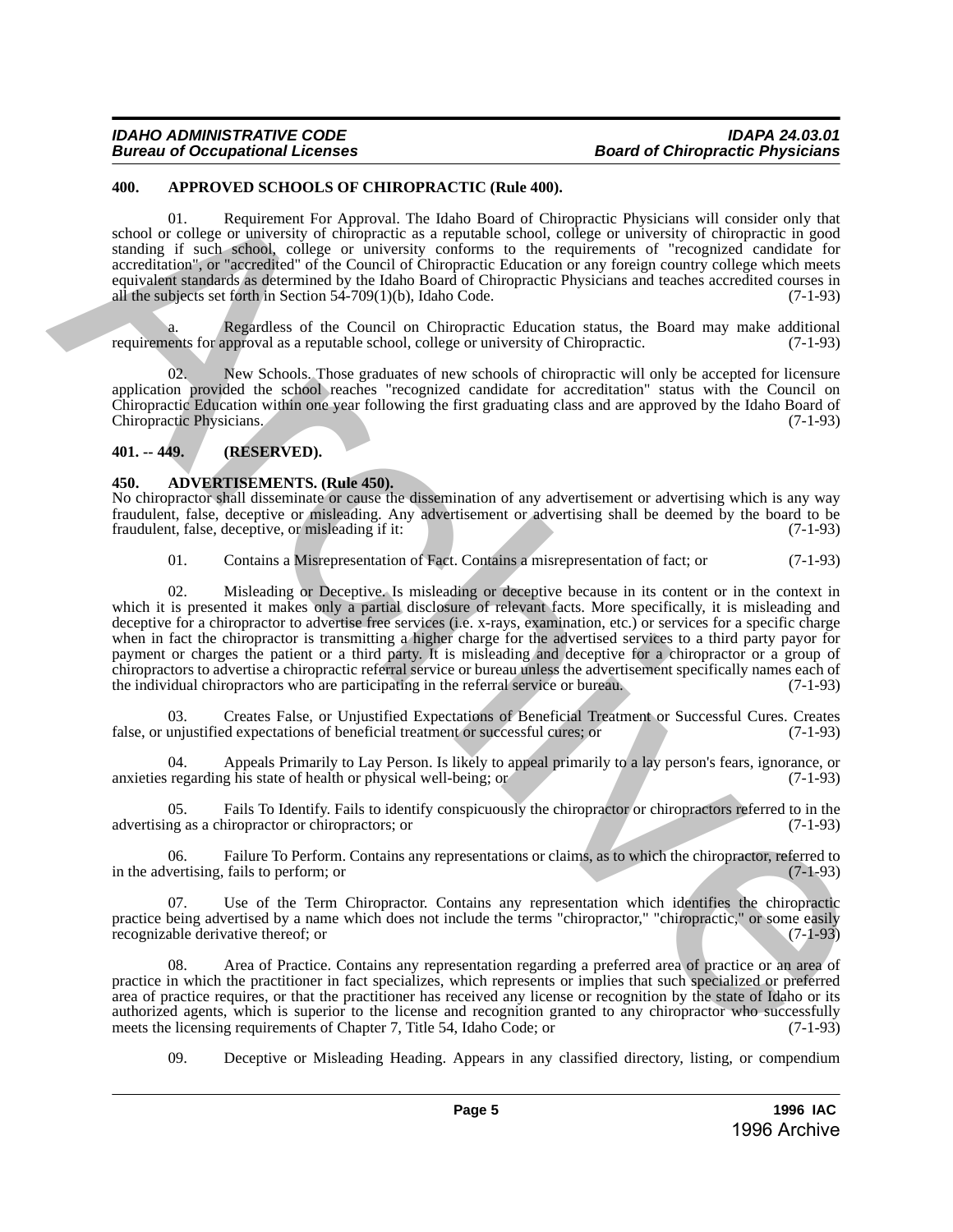### 400. APPROVED SCHOOLS OF CHIROPRACTIC (Rule 400).

01. Requirement For Approval. The Idaho Board of Chiropractic Physicians will consider only that school or college or university of chiropractic as a reputable school, college or university of chiropractic in good standing if such school, college or university conforms to the requirements of "recognized candidate for accreditation", or "accredited" of the Council of Chiropractic Education or any foreign country college which meets equivalent standards as determined by the Idaho Board of Chiropractic Physicians and teaches accredited courses in all the subjects set forth in Section 54-709(1)(b), Idaho Code. (7-1-93)

a. Regardless of the Council on Chiropractic Education status, the Board may make additional requirements for approval as a reputable school, college or university of Chiropractic. (7-1-93)

02. New Schools. Those graduates of new schools of chiropractic will only be accepted for licensure application provided the school reaches "recognized candidate for accreditation" status with the Council on Chiropractic Education within one year following the first graduating class and are approved by the Idaho Board of Chiropractic Physicians. (7-1-93)

### 401. -- 449. (RESERVED).

### 450. ADVERTISEMENTS. (Rule 450).

No chiropractor shall disseminate or cause the dissemination of any advertisement or advertising which is any way fraudulent, false, deceptive or misleading. Any advertisement or advertising shall be deemed by the board to be fraudulent, false, deceptive, or misleading if it: (7-1-93)

01. Contains a Misrepresentation of Fact. Contains a misrepresentation of fact; or (7-1-93)

02. Misleading or Deceptive. Is misleading or deceptive because in its content or in the context in which it is presented it makes only a partial disclosure of relevant facts. More specifically, it is misleading and deceptive for a chiropractor to advertise free services (i.e. x-rays, examination, etc.) or services for a specific charge when in fact the chiropractor is transmitting a higher charge for the advertised services to a third party payor for payment or charges the patient or a third party. It is misleading and deceptive for a chiropractor or a group of chiropractors to advertise a chiropractic referral service or bureau unless the advertisement specifically names each of the individual chiropractors who are participating in the referral service or bureau. (7-1-93)

03. Creates False, or Unjustified Expectations of Beneficial Treatment or Successful Cures. Creates false, or unjustified expectations of beneficial treatment or successful cures; or (7-1-93)

04. Appeals Primarily to Lay Person. Is likely to appeal primarily to a lay person's fears, ignorance, or anxieties regarding his state of health or physical well-being; or (7-1-93)

05. Fails To Identify. Fails to identify conspicuously the chiropractor or chiropractors referred to in the advertising as a chiropractor or chiropractors; or (7-1-93)

06. Failure To Perform. Contains any representations or claims, as to which the chiropractor, referred to in the advertising, fails to perform; or (7-1-93)

07. Use of the Term Chiropractor. Contains any representation which identifies the chiropractic practice being advertised by a name which does not include the terms "chiropractor," "chiropractic," or some easily recognizable derivative thereof; or (7-1-93)

08. Area of Practice. Contains any representation regarding a preferred area of practice or an area of practice in which the practitioner in fact specializes, which represents or implies that such specialized or preferred area of practice requires, or that the practitioner has received any license or recognition by the state of Idaho or its authorized agents, which is superior to the license and recognition granted to any chiropractor who successfully meets the licensing requirements of Chapter 7, Title 54, Idaho Code; or (7-1-93)

09. Deceptive or Misleading Heading. Appears in any classified directory, listing, or compendium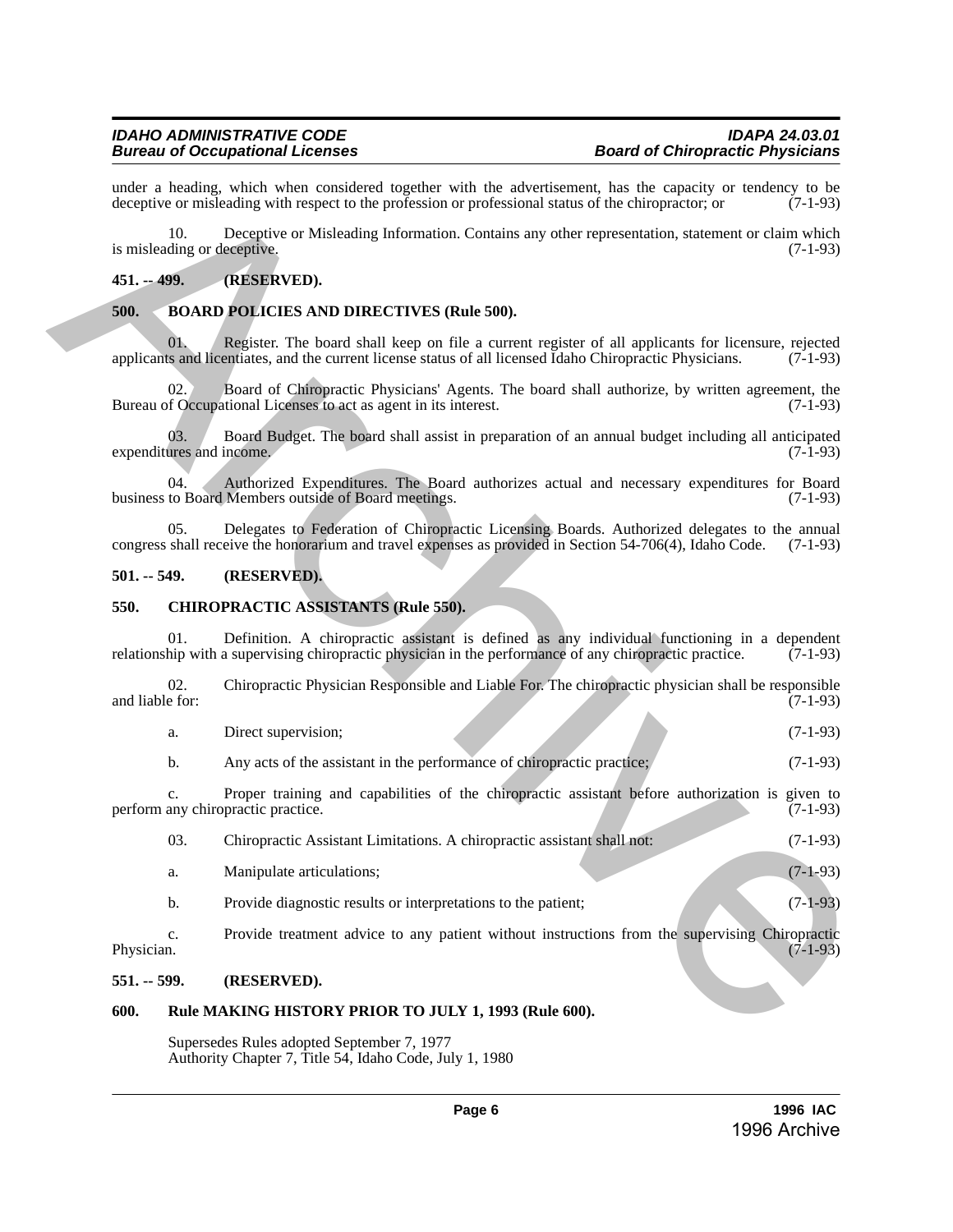under a heading, which when considered together with the advertisement, has the capacity or tendency to be deceptive or misleading with respect to the profession or professional status of the chiropractor; or (7-1-93)

10. Deceptive or Misleading Information. Contains any other representation, statement or claim which is misleading or deceptive. (7-1-93)

**451. -- 499. (RESERVED).**

**500. BOARD POLICIES AND DIRECTIVES (Rule 500).**

01. Register. The board shall keep on file a current register of all applicants for licensure, rejected applicants and licentiates, and the current license status of all licensed Idaho Chiropractic Physicians. (7-1-93)

02. Board of Chiropractic Physicians' Agents. The board shall authorize, by written agreement, the Bureau of Occupational Licenses to act as agent in its interest. (7-1-93)

03. Board Budget. The board shall assist in preparation of an annual budget including all anticipated expenditures and income. (7-1-93)

04. Authorized Expenditures. The Board authorizes actual and necessary expenditures for Board business to Board Members outside of Board meetings. (7-1-93)

05. Delegates to Federation of Chiropractic Licensing Boards. Authorized delegates to the annual congress shall receive the honorarium and travel expenses as provided in Section 54-706(4), Idaho Code. (7-1-93)

**501. -- 549. (RESERVED).**

**550. CHIROPRACTIC ASSISTANTS (Rule 550).**

01. Definition. A chiropractic assistant is defined as any individual functioning in a dependent relationship with a supervising chiropractic physician in the performance of any chiropractic practice. (7-1-93)

02. Chiropractic Physician Responsible and Liable For. The chiropractic physician shall be responsible and liable for: (7-1-93)

a. Direct supervision; (7-1-93)

b. Any acts of the assistant in the performance of chiropractic practice; (7-1-93)

c. Proper training and capabilities of the chiropractic assistant before authorization is given to perform any chiropractic practice. (7-1-93)

03. Chiropractic Assistant Limitations. A chiropractic assistant shall not: (7-1-93)

a. Manipulate articulations; (7-1-93)

b. Provide diagnostic results or interpretations to the patient; (7-1-93)

c. Provide treatment advice to any patient without instructions from the supervising Chiropractic Physician. (7-1-93)

**551. -- 599. (RESERVED).**

**600. Rule MAKING HISTORY PRIOR TO JULY 1, 1993 (Rule 600).**

Supersedes Rules adopted September 7, 1977
Authority Chapter 7, Title 54, Idaho Code, July 1, 1980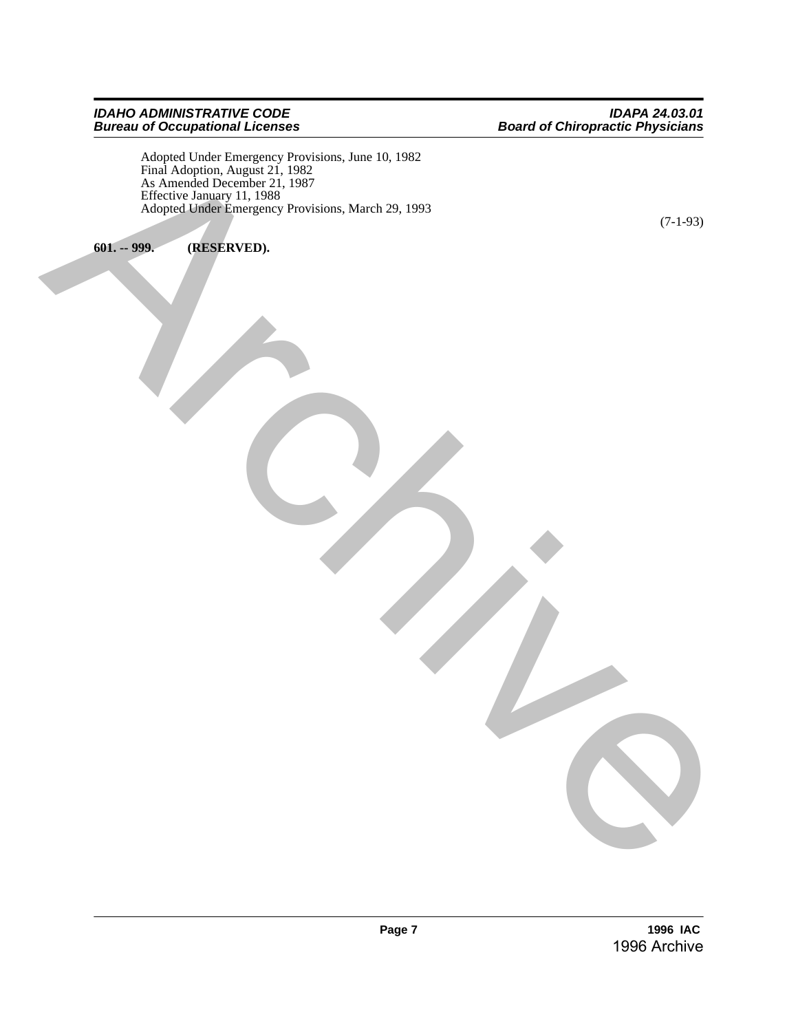Adopted Under Emergency Provisions, June 10, 1982
Final Adoption, August 21, 1982
As Amended December 21, 1987
Effective January 11, 1988
Adopted Under Emergency Provisions, March 29, 1993

(7-1-93)

**601. -- 999. (RESERVED).**